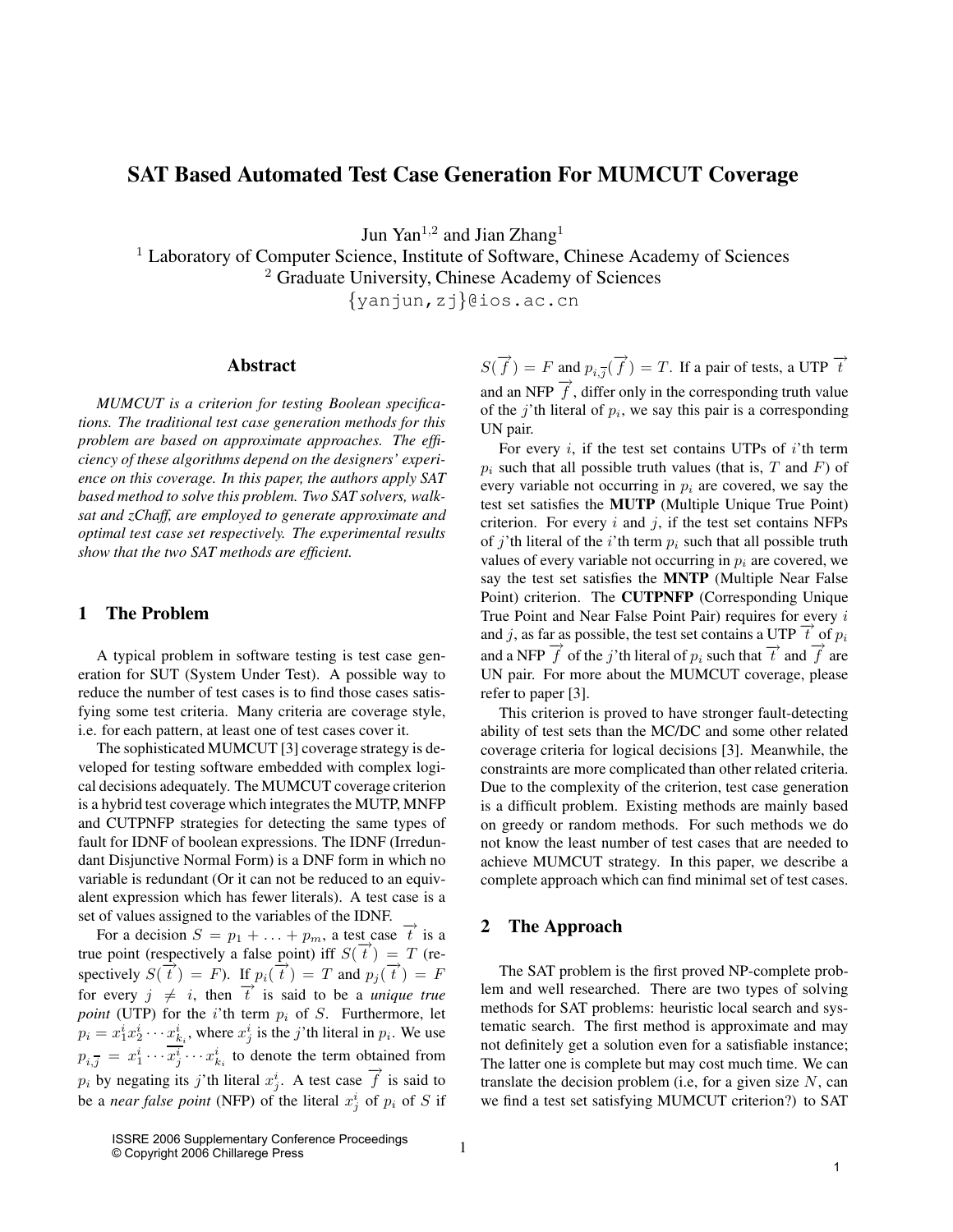# SAT Based Automated Test Case Generation For MUMCUT Coverage

Jun Yan[1,2] and Jian Zhang[1]

[1] Laboratory of Computer Science, Institute of Software, Chinese Academy of Sciences
[2] Graduate University, Chinese Academy of Sciences
{yanjun,zj}@ios.ac.cn

## Abstract

*MUMCUT is a criterion for testing Boolean specifications. The traditional test case generation methods for this problem are based on approximate approaches. The efficiency of these algorithms depend on the designers' experience on this coverage. In this paper, the authors apply SAT based method to solve this problem. Two SAT solvers, walksat and zChaff, are employed to generate approximate and optimal test case set respectively. The experimental results show that the two SAT methods are efficient.*

## 1 The Problem

A typical problem in software testing is test case generation for SUT (System Under Test). A possible way to reduce the number of test cases is to find those cases satisfying some test criteria. Many criteria are coverage style, i.e. for each pattern, at least one of test cases cover it.

The sophisticated MUMCUT [3] coverage strategy is developed for testing software embedded with complex logical decisions adequately. The MUMCUT coverage criterion is a hybrid test coverage which integrates the MUTP, MNFP and CUTPNFP strategies for detecting the same types of fault for IDNF of boolean expressions. The IDNF (Irredundant Disjunctive Normal Form) is a DNF form in which no variable is redundant (Or it can not be reduced to an equivalent expression which has fewer literals). A test case is a set of values assigned to the variables of the IDNF.

For a decision $S = p_1 + \ldots + p_m$, a test case $\overrightarrow{t}$ is a true point (respectively a false point) iff $S(\overrightarrow{t}) = T$ (respectively $S(\overrightarrow{t}) = F$). If $p_i(\overrightarrow{t}) = T$ and $p_j(\overrightarrow{t}) = F$ for every $j \neq i$, then $\overrightarrow{t}$ is said to be a *unique true point* (UTP) for the $i$'th term $p_i$ of $S$. Furthermore, let $p_i = x_1^i x_2^i \cdots x_{k_i}^i$, where $x_j^i$ is the $j$'th literal in $p_i$. We use $p_{i,\overline{j}} = x_1^i \cdots \overline{x_j^i} \cdots x_{k_i}^i$ to denote the term obtained from $p_i$ by negating its $j$'th literal $x_j^i$. A test case $\overrightarrow{f}$ is said to be a *near false point* (NFP) of the literal $x_j^i$ of $p_i$ of $S$ if $S(\overrightarrow{f}) = F$ and $p_{i,\overline{j}}(\overrightarrow{f}) = T$. If a pair of tests, a UTP $\overrightarrow{t}$ and an NFP $\overrightarrow{f}$, differ only in the corresponding truth value of the $j$'th literal of $p_i$, we say this pair is a corresponding UN pair.

For every $i$, if the test set contains UTPs of $i$'th term $p_i$ such that all possible truth values (that is, $T$ and $F$) of every variable not occurring in $p_i$ are covered, we say the test set satisfies the **MUTP** (Multiple Unique True Point) criterion. For every $i$ and $j$, if the test set contains NFPs of $j$'th literal of the $i$'th term $p_i$ such that all possible truth values of every variable not occurring in $p_i$ are covered, we say the test set satisfies the **MNTP** (Multiple Near False Point) criterion. The **CUTPNFP** (Corresponding Unique True Point and Near False Point Pair) requires for every $i$ and $j$, as far as possible, the test set contains a UTP $\overrightarrow{t}$ of $p_i$ and a NFP $\overrightarrow{f}$ of the $j$'th literal of $p_i$ such that $\overrightarrow{t}$ and $\overrightarrow{f}$ are UN pair. For more about the MUMCUT coverage, please refer to paper [3].

This criterion is proved to have stronger fault-detecting ability of test sets than the MC/DC and some other related coverage criteria for logical decisions [3]. Meanwhile, the constraints are more complicated than other related criteria. Due to the complexity of the criterion, test case generation is a difficult problem. Existing methods are mainly based on greedy or random methods. For such methods we do not know the least number of test cases that are needed to achieve MUMCUT strategy. In this paper, we describe a complete approach which can find minimal set of test cases.

## 2 The Approach

The SAT problem is the first proved NP-complete problem and well researched. There are two types of solving methods for SAT problems: heuristic local search and systematic search. The first method is approximate and may not definitely get a solution even for a satisfiable instance; The latter one is complete but may cost much time. We can translate the decision problem (i.e, for a given size $N$, can we find a test set satisfying MUMCUT criterion?) to SAT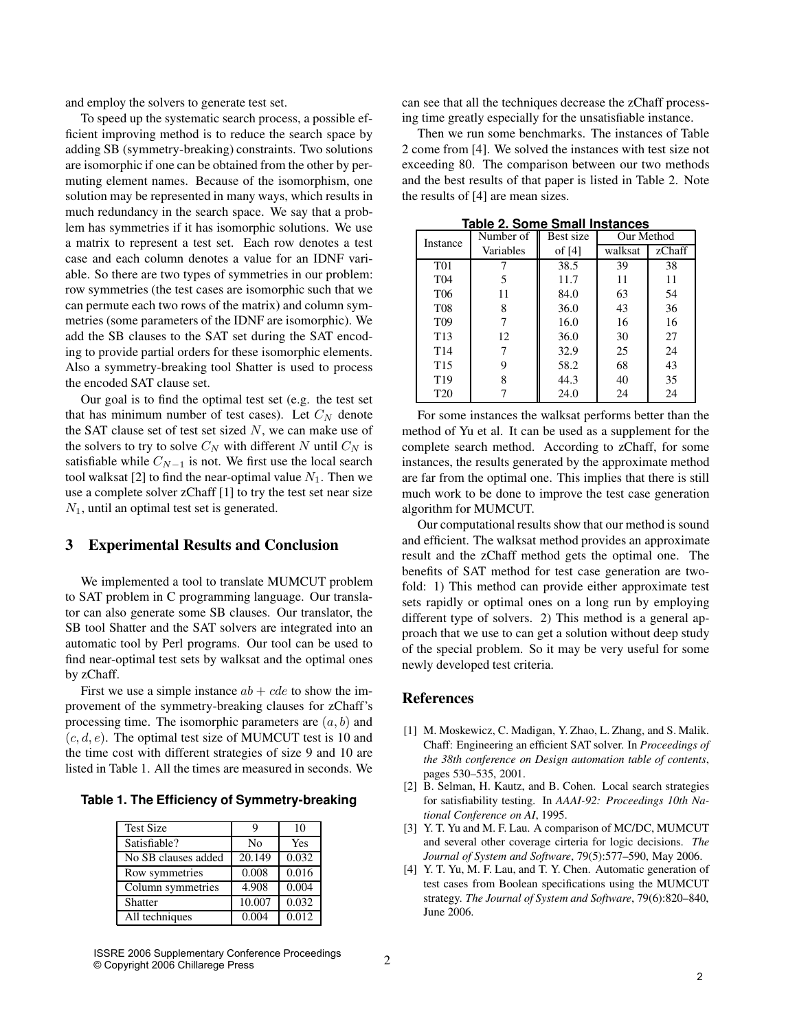and employ the solvers to generate test set.

To speed up the systematic search process, a possible efficient improving method is to reduce the search space by adding SB (symmetry-breaking) constraints. Two solutions are isomorphic if one can be obtained from the other by permuting element names. Because of the isomorphism, one solution may be represented in many ways, which results in much redundancy in the search space. We say that a problem has symmetries if it has isomorphic solutions. We use a matrix to represent a test set. Each row denotes a test case and each column denotes a value for an IDNF variable. So there are two types of symmetries in our problem: row symmetries (the test cases are isomorphic such that we can permute each two rows of the matrix) and column symmetries (some parameters of the IDNF are isomorphic). We add the SB clauses to the SAT set during the SAT encoding to provide partial orders for these isomorphic elements. Also a symmetry-breaking tool Shatter is used to process the encoded SAT clause set.

Our goal is to find the optimal test set (e.g. the test set that has minimum number of test cases). Let $C_N$ denote the SAT clause set of test set sized $N$, we can make use of the solvers to try to solve $C_N$ with different $N$ until $C_N$ is satisfiable while $C_{N-1}$ is not. We first use the local search tool walksat [2] to find the near-optimal value $N_1$. Then we use a complete solver zChaff [1] to try the test set near size $N_1$, until an optimal test set is generated.

## 3 Experimental Results and Conclusion

We implemented a tool to translate MUMCUT problem to SAT problem in C programming language. Our translator can also generate some SB clauses. Our translator, the SB tool Shatter and the SAT solvers are integrated into an automatic tool by Perl programs. Our tool can be used to find near-optimal test sets by walksat and the optimal ones by zChaff.

First we use a simple instance $ab + cde$ to show the improvement of the symmetry-breaking clauses for zChaff's processing time. The isomorphic parameters are $(a, b)$ and $(c, d, e)$. The optimal test size of MUMCUT test is 10 and the time cost with different strategies of size 9 and 10 are listed in Table 1. All the times are measured in seconds. We can see that all the techniques decrease the zChaff processing time greatly especially for the unsatisfiable instance.

**Table 1. The Efficiency of Symmetry-breaking**

| Test Size | 9 | 10 |
|---|---|---|
| Satisfiable? | No | Yes |
| No SB clauses added | 20.149 | 0.032 |
| Row symmetries | 0.008 | 0.016 |
| Column symmetries | 4.908 | 0.004 |
| Shatter | 10.007 | 0.032 |
| All techniques | 0.004 | 0.012 |

Then we run some benchmarks. The instances of Table 2 come from [4]. We solved the instances with test size not exceeding 80. The comparison between our two methods and the best results of that paper is listed in Table 2. Note the results of [4] are mean sizes.

**Table 2. Some Small Instances**

| Instance | Number of Variables | Best size of [4] | Our Method | |
|---|---|---|---|---|
| | | | walksat | zChaff |
| T01 | 7 | 38.5 | 39 | 38 |
| T04 | 5 | 11.7 | 11 | 11 |
| T06 | 11 | 84.0 | 63 | 54 |
| T08 | 8 | 36.0 | 43 | 36 |
| T09 | 7 | 16.0 | 16 | 16 |
| T13 | 12 | 36.0 | 30 | 27 |
| T14 | 7 | 32.9 | 25 | 24 |
| T15 | 9 | 58.2 | 68 | 43 |
| T19 | 8 | 44.3 | 40 | 35 |
| T20 | 7 | 24.0 | 24 | 24 |

For some instances the walksat performs better than the method of Yu et al. It can be used as a supplement for the complete search method. According to zChaff, for some instances, the results generated by the approximate method are far from the optimal one. This implies that there is still much work to be done to improve the test case generation algorithm for MUMCUT.

Our computational results show that our method is sound and efficient. The walksat method provides an approximate result and the zChaff method gets the optimal one. The benefits of SAT method for test case generation are twofold: 1) This method can provide either approximate test sets rapidly or optimal ones on a long run by employing different type of solvers. 2) This method is a general approach that we use to can get a solution without deep study of the special problem. So it may be very useful for some newly developed test criteria.

## References

[1] M. Moskewicz, C. Madigan, Y. Zhao, L. Zhang, and S. Malik. Chaff: Engineering an efficient SAT solver. In *Proceedings of the 38th conference on Design automation table of contents*, pages 530–535, 2001.

[2] B. Selman, H. Kautz, and B. Cohen. Local search strategies for satisfiability testing. In *AAAI-92: Proceedings 10th National Conference on AI*, 1995.

[3] Y. T. Yu and M. F. Lau. A comparison of MC/DC, MUMCUT and several other coverage cirteria for logic decisions. *The Journal of System and Software*, 79(5):577–590, May 2006.

[4] Y. T. Yu, M. F. Lau, and T. Y. Chen. Automatic generation of test cases from Boolean specifications using the MUMCUT strategy. *The Journal of System and Software*, 79(6):820–840, June 2006.